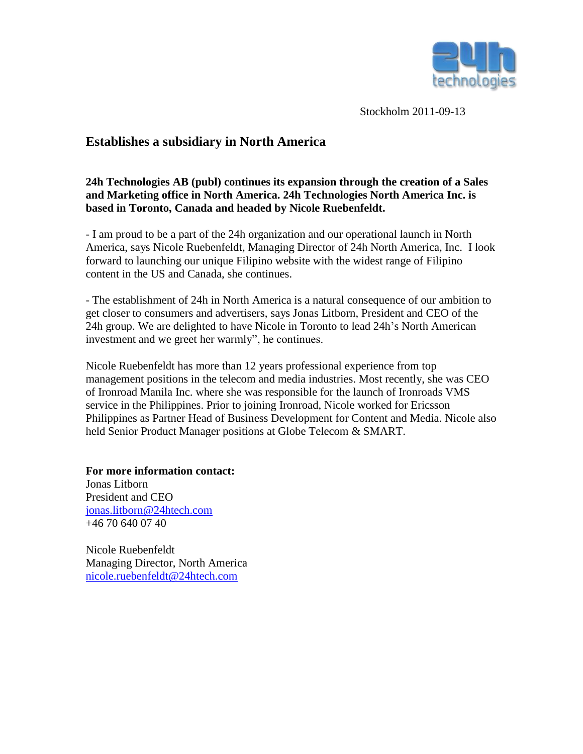Stockholm 2011-09-13

## Establishes a subsidiary in North America

**24h Technologies AB (publ) continues its expansion through the creation of a Sales and Marketing office in North America. 24h Technologies North America Inc. is based in Toronto, Canada and headed by Nicole Ruebenfeldt.**

- I am proud to be a part of the 24h organization and our operational launch in North America, says Nicole Ruebenfeldt, Managing Director of 24h North America, Inc. I look forward to launching our unique Filipino website with the widest range of Filipino content in the US and Canada, she continues.

- The establishment of 24h in North America is a natural consequence of our ambition to get closer to consumers and advertisers, says Jonas Litborn, President and CEO of the 24h group. We are delighted to have Nicole in Toronto to lead 24h's North American investment and we greet her warmly", he continues.

Nicole Ruebenfeldt has more than 12 years professional experience from top management positions in the telecom and media industries. Most recently, she was CEO of Ironroad Manila Inc. where she was responsible for the launch of Ironroads VMS service in the Philippines. Prior to joining Ironroad, Nicole worked for Ericsson Philippines as Partner Head of Business Development for Content and Media. Nicole also held Senior Product Manager positions at Globe Telecom & SMART.

**For more information contact:**
Jonas Litborn
President and CEO
jonas.litborn@24htech.com
+46 70 640 07 40

Nicole Ruebenfeldt
Managing Director, North America
nicole.ruebenfeldt@24htech.com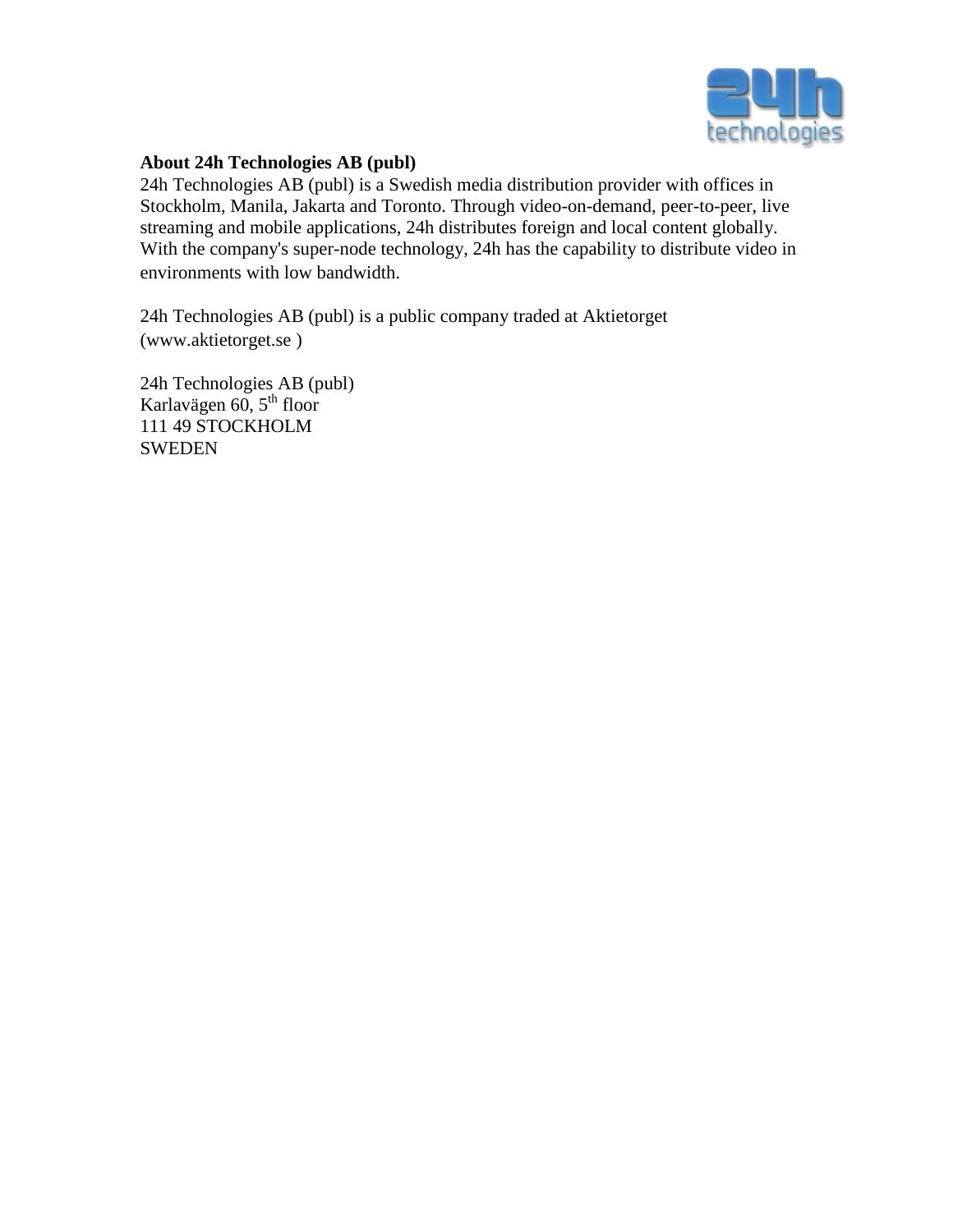**About 24h Technologies AB (publ)**
24h Technologies AB (publ) is a Swedish media distribution provider with offices in Stockholm, Manila, Jakarta and Toronto. Through video-on-demand, peer-to-peer, live streaming and mobile applications, 24h distributes foreign and local content globally. With the company's super-node technology, 24h has the capability to distribute video in environments with low bandwidth.

24h Technologies AB (publ) is a public company traded at Aktietorget (www.aktietorget.se )

24h Technologies AB (publ)
Karlavägen 60, 5th floor
111 49 STOCKHOLM
SWEDEN